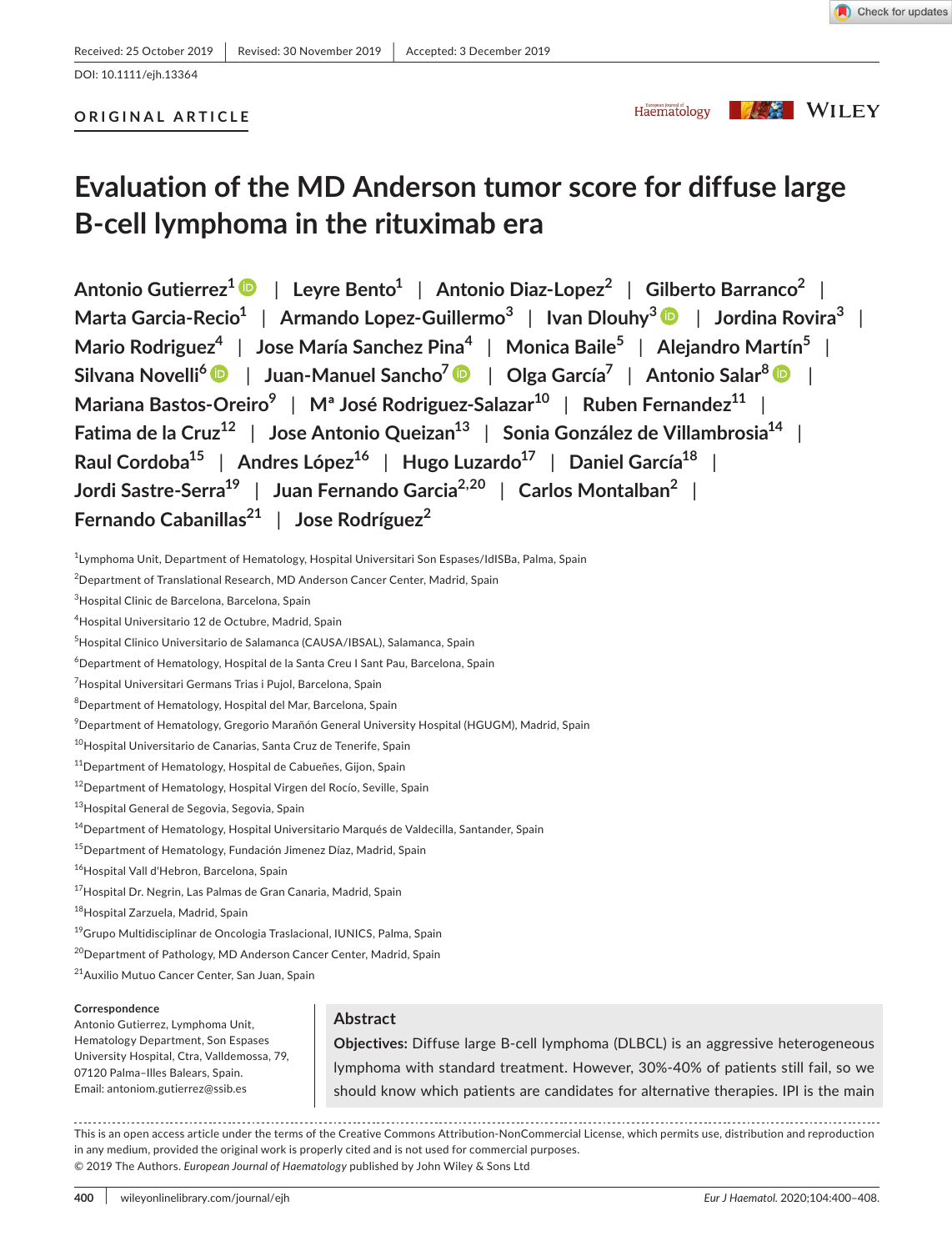Received: 25 October 2019 | Revised: 30 November 2019 | Accepted: 3 December 2019

DOI: 10.1111/ejh.13364

**ORIGINAL ARTICLE**

# Evaluation of the MD Anderson tumor score for diffuse large B-cell lymphoma in the rituximab era

Antonio Gutierrez[1] | Leyre Bento[1] | Antonio Diaz-Lopez[2] | Gilberto Barranco[2] | Marta Garcia-Recio[1] | Armando Lopez-Guillermo[3] | Ivan Dlouhy[3] | Jordina Rovira[3] | Mario Rodriguez[4] | Jose María Sanchez Pina[4] | Monica Baile[5] | Alejandro Martín[5] | Silvana Novelli[6] | Juan-Manuel Sancho[7] | Olga García[7] | Antonio Salar[8] | Mariana Bastos-Oreiro[9] | Mª José Rodriguez-Salazar[10] | Ruben Fernandez[11] | Fatima de la Cruz[12] | Jose Antonio Queizan[13] | Sonia González de Villambrosia[14] | Raul Cordoba[15] | Andres López[16] | Hugo Luzardo[17] | Daniel García[18] | Jordi Sastre-Serra[19] | Juan Fernando Garcia[2,20] | Carlos Montalban[2] | Fernando Cabanillas[21] | Jose Rodríguez[2]

[1]Lymphoma Unit, Department of Hematology, Hospital Universitari Son Espases/IdISBa, Palma, Spain
[2]Department of Translational Research, MD Anderson Cancer Center, Madrid, Spain
[3]Hospital Clinic de Barcelona, Barcelona, Spain
[4]Hospital Universitario 12 de Octubre, Madrid, Spain
[5]Hospital Clinico Universitario de Salamanca (CAUSA/IBSAL), Salamanca, Spain
[6]Department of Hematology, Hospital de la Santa Creu I Sant Pau, Barcelona, Spain
[7]Hospital Universitari Germans Trias i Pujol, Barcelona, Spain
[8]Department of Hematology, Hospital del Mar, Barcelona, Spain
[9]Department of Hematology, Gregorio Marañón General University Hospital (HGUGM), Madrid, Spain
[10]Hospital Universitario de Canarias, Santa Cruz de Tenerife, Spain
[11]Department of Hematology, Hospital de Cabueñes, Gijon, Spain
[12]Department of Hematology, Hospital Virgen del Rocío, Seville, Spain
[13]Hospital General de Segovia, Segovia, Spain
[14]Department of Hematology, Hospital Universitario Marqués de Valdecilla, Santander, Spain
[15]Department of Hematology, Fundación Jimenez Díaz, Madrid, Spain
[16]Hospital Vall d'Hebron, Barcelona, Spain
[17]Hospital Dr. Negrin, Las Palmas de Gran Canaria, Madrid, Spain
[18]Hospital Zarzuela, Madrid, Spain
[19]Grupo Multidisciplinar de Oncologia Traslacional, IUNICS, Palma, Spain
[20]Department of Pathology, MD Anderson Cancer Center, Madrid, Spain
[21]Auxilio Mutuo Cancer Center, San Juan, Spain

**Correspondence**
Antonio Gutierrez, Lymphoma Unit, Hematology Department, Son Espases University Hospital, Ctra, Valldemossa, 79, 07120 Palma–Illes Balears, Spain.
Email: antoniom.gutierrez@ssib.es

## Abstract

**Objectives:** Diffuse large B-cell lymphoma (DLBCL) is an aggressive heterogeneous lymphoma with standard treatment. However, 30%-40% of patients still fail, so we should know which patients are candidates for alternative therapies. IPI is the main

This is an open access article under the terms of the Creative Commons Attribution-NonCommercial License, which permits use, distribution and reproduction in any medium, provided the original work is properly cited and is not used for commercial purposes.
© 2019 The Authors. *European Journal of Haematology* published by John Wiley & Sons Ltd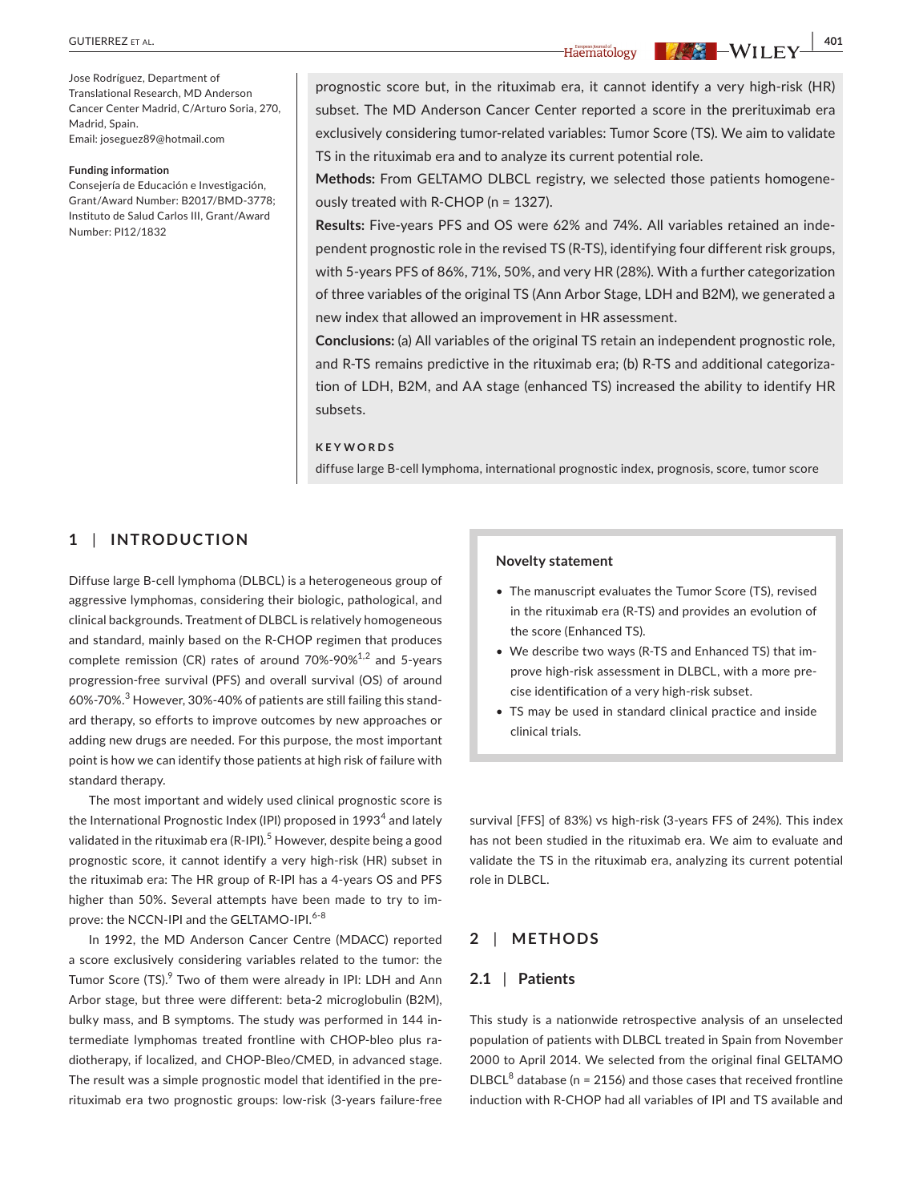Jose Rodríguez, Department of Translational Research, MD Anderson Cancer Center Madrid, C/Arturo Soria, 270, Madrid, Spain.
Email: joseguez89@hotmail.com

**Funding information**
Consejería de Educación e Investigación, Grant/Award Number: B2017/BMD-3778; Instituto de Salud Carlos III, Grant/Award Number: PI12/1832

prognostic score but, in the rituximab era, it cannot identify a very high-risk (HR) subset. The MD Anderson Cancer Center reported a score in the prerituximab era exclusively considering tumor-related variables: Tumor Score (TS). We aim to validate TS in the rituximab era and to analyze its current potential role.

**Methods:** From GELTAMO DLBCL registry, we selected those patients homogeneously treated with R-CHOP (n = 1327).

**Results:** Five-years PFS and OS were 62% and 74%. All variables retained an independent prognostic role in the revised TS (R-TS), identifying four different risk groups, with 5-years PFS of 86%, 71%, 50%, and very HR (28%). With a further categorization of three variables of the original TS (Ann Arbor Stage, LDH and B2M), we generated a new index that allowed an improvement in HR assessment.

**Conclusions:** (a) All variables of the original TS retain an independent prognostic role, and R-TS remains predictive in the rituximab era; (b) R-TS and additional categorization of LDH, B2M, and AA stage (enhanced TS) increased the ability to identify HR subsets.

**KEYWORDS**

diffuse large B-cell lymphoma, international prognostic index, prognosis, score, tumor score

## 1 | INTRODUCTION

Diffuse large B-cell lymphoma (DLBCL) is a heterogeneous group of aggressive lymphomas, considering their biologic, pathological, and clinical backgrounds. Treatment of DLBCL is relatively homogeneous and standard, mainly based on the R-CHOP regimen that produces complete remission (CR) rates of around 70%-90%[1,2] and 5-years progression-free survival (PFS) and overall survival (OS) of around 60%-70%.[3] However, 30%-40% of patients are still failing this standard therapy, so efforts to improve outcomes by new approaches or adding new drugs are needed. For this purpose, the most important point is how we can identify those patients at high risk of failure with standard therapy.

The most important and widely used clinical prognostic score is the International Prognostic Index (IPI) proposed in 1993[4] and lately validated in the rituximab era (R-IPI).[5] However, despite being a good prognostic score, it cannot identify a very high-risk (HR) subset in the rituximab era: The HR group of R-IPI has a 4-years OS and PFS higher than 50%. Several attempts have been made to try to improve: the NCCN-IPI and the GELTAMO-IPI.[6-8]

In 1992, the MD Anderson Cancer Centre (MDACC) reported a score exclusively considering variables related to the tumor: the Tumor Score (TS).[9] Two of them were already in IPI: LDH and Ann Arbor stage, but three were different: beta-2 microglobulin (B2M), bulky mass, and B symptoms. The study was performed in 144 intermediate lymphomas treated frontline with CHOP-bleo plus radiotherapy, if localized, and CHOP-Bleo/CMED, in advanced stage. The result was a simple prognostic model that identified in the prerituximab era two prognostic groups: low-risk (3-years failure-free survival [FFS] of 83%) vs high-risk (3-years FFS of 24%). This index has not been studied in the rituximab era. We aim to evaluate and validate the TS in the rituximab era, analyzing its current potential role in DLBCL.

> **Novelty statement**
>
> - The manuscript evaluates the Tumor Score (TS), revised in the rituximab era (R-TS) and provides an evolution of the score (Enhanced TS).
> - We describe two ways (R-TS and Enhanced TS) that improve high-risk assessment in DLBCL, with a more precise identification of a very high-risk subset.
> - TS may be used in standard clinical practice and inside clinical trials.

## 2 | METHODS

### 2.1 | Patients

This study is a nationwide retrospective analysis of an unselected population of patients with DLBCL treated in Spain from November 2000 to April 2014. We selected from the original final GELTAMO DLBCL[8] database (n = 2156) and those cases that received frontline induction with R-CHOP had all variables of IPI and TS available and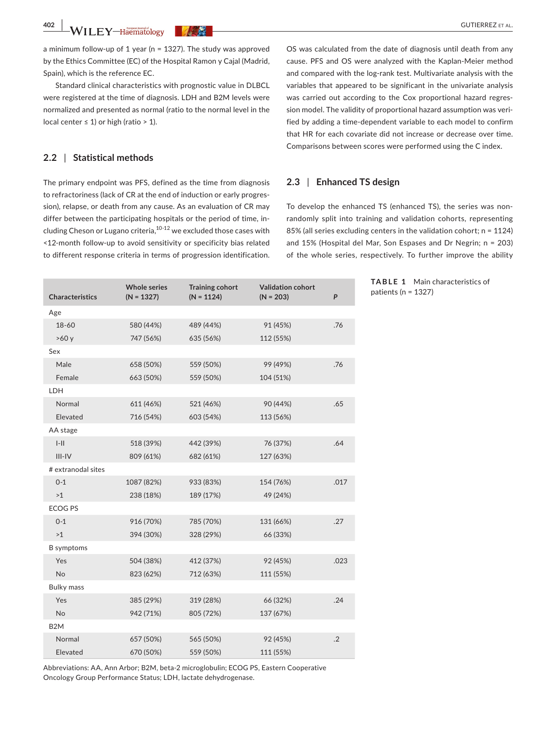a minimum follow-up of 1 year (n = 1327). The study was approved by the Ethics Committee (EC) of the Hospital Ramon y Cajal (Madrid, Spain), which is the reference EC.

Standard clinical characteristics with prognostic value in DLBCL were registered at the time of diagnosis. LDH and B2M levels were normalized and presented as normal (ratio to the normal level in the local center ≤ 1) or high (ratio > 1).

### 2.2 | Statistical methods

The primary endpoint was PFS, defined as the time from diagnosis to refractoriness (lack of CR at the end of induction or early progression), relapse, or death from any cause. As an evaluation of CR may differ between the participating hospitals or the period of time, including Cheson or Lugano criteria,[10-12] we excluded those cases with <12-month follow-up to avoid sensitivity or specificity bias related to different response criteria in terms of progression identification. OS was calculated from the date of diagnosis until death from any cause. PFS and OS were analyzed with the Kaplan-Meier method and compared with the log-rank test. Multivariate analysis with the variables that appeared to be significant in the univariate analysis was carried out according to the Cox proportional hazard regression model. The validity of proportional hazard assumption was verified by adding a time-dependent variable to each model to confirm that HR for each covariate did not increase or decrease over time. Comparisons between scores were performed using the C index.

### 2.3 | Enhanced TS design

To develop the enhanced TS (enhanced TS), the series was non-randomly split into training and validation cohorts, representing 85% (all series excluding centers in the validation cohort; n = 1124) and 15% (Hospital del Mar, Son Espases and Dr Negrin; n = 203) of the whole series, respectively. To further improve the ability

**TABLE 1** Main characteristics of patients (n = 1327)

| Characteristics | Whole series (N = 1327) | Training cohort (N = 1124) | Validation cohort (N = 203) | P |
|---|---|---|---|---|
| Age | | | | |
| 18-60 | 580 (44%) | 489 (44%) | 91 (45%) | .76 |
| >60 y | 747 (56%) | 635 (56%) | 112 (55%) | |
| Sex | | | | |
| Male | 658 (50%) | 559 (50%) | 99 (49%) | .76 |
| Female | 663 (50%) | 559 (50%) | 104 (51%) | |
| LDH | | | | |
| Normal | 611 (46%) | 521 (46%) | 90 (44%) | .65 |
| Elevated | 716 (54%) | 603 (54%) | 113 (56%) | |
| AA stage | | | | |
| I-II | 518 (39%) | 442 (39%) | 76 (37%) | .64 |
| III-IV | 809 (61%) | 682 (61%) | 127 (63%) | |
| # extranodal sites | | | | |
| 0-1 | 1087 (82%) | 933 (83%) | 154 (76%) | .017 |
| >1 | 238 (18%) | 189 (17%) | 49 (24%) | |
| ECOG PS | | | | |
| 0-1 | 916 (70%) | 785 (70%) | 131 (66%) | .27 |
| >1 | 394 (30%) | 328 (29%) | 66 (33%) | |
| B symptoms | | | | |
| Yes | 504 (38%) | 412 (37%) | 92 (45%) | .023 |
| No | 823 (62%) | 712 (63%) | 111 (55%) | |
| Bulky mass | | | | |
| Yes | 385 (29%) | 319 (28%) | 66 (32%) | .24 |
| No | 942 (71%) | 805 (72%) | 137 (67%) | |
| B2M | | | | |
| Normal | 657 (50%) | 565 (50%) | 92 (45%) | .2 |
| Elevated | 670 (50%) | 559 (50%) | 111 (55%) | |

Abbreviations: AA, Ann Arbor; B2M, beta-2 microglobulin; ECOG PS, Eastern Cooperative Oncology Group Performance Status; LDH, lactate dehydrogenase.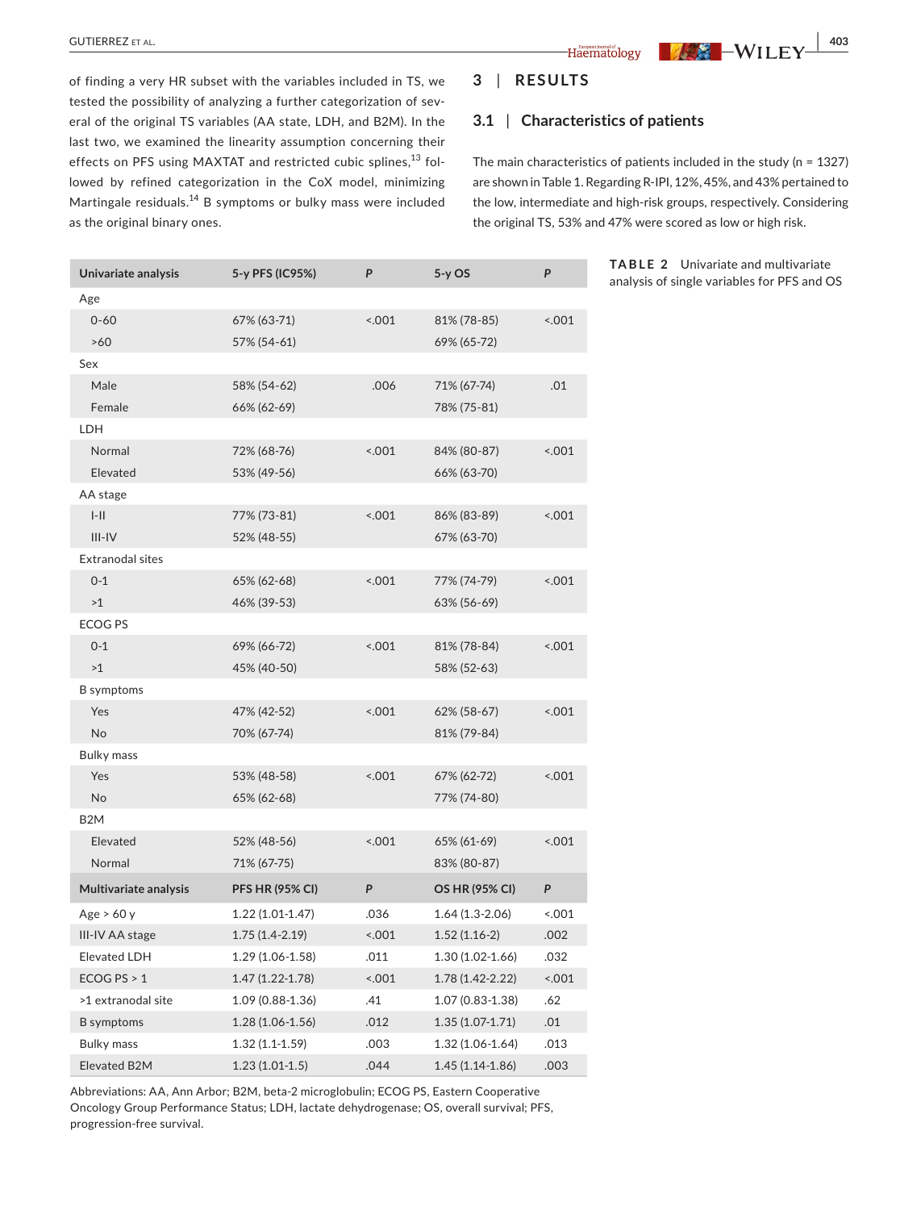of finding a very HR subset with the variables included in TS, we tested the possibility of analyzing a further categorization of several of the original TS variables (AA state, LDH, and B2M). In the last two, we examined the linearity assumption concerning their effects on PFS using MAXTAT and restricted cubic splines,[13] followed by refined categorization in the CoX model, minimizing Martingale residuals.[14] B symptoms or bulky mass were included as the original binary ones.

## 3 | RESULTS

### 3.1 | Characteristics of patients

The main characteristics of patients included in the study (n = 1327) are shown in Table 1. Regarding R-IPI, 12%, 45%, and 43% pertained to the low, intermediate and high-risk groups, respectively. Considering the original TS, 53% and 47% were scored as low or high risk.

**TABLE 2** Univariate and multivariate analysis of single variables for PFS and OS

| Univariate analysis | 5-y PFS (IC95%) | *P* | 5-y OS | *P* |
|---|---|---|---|---|
| Age | | | | |
| 0-60 | 67% (63-71) | <.001 | 81% (78-85) | <.001 |
| >60 | 57% (54-61) | | 69% (65-72) | |
| Sex | | | | |
| Male | 58% (54-62) | .006 | 71% (67-74) | .01 |
| Female | 66% (62-69) | | 78% (75-81) | |
| LDH | | | | |
| Normal | 72% (68-76) | <.001 | 84% (80-87) | <.001 |
| Elevated | 53% (49-56) | | 66% (63-70) | |
| AA stage | | | | |
| I-II | 77% (73-81) | <.001 | 86% (83-89) | <.001 |
| III-IV | 52% (48-55) | | 67% (63-70) | |
| Extranodal sites | | | | |
| 0-1 | 65% (62-68) | <.001 | 77% (74-79) | <.001 |
| >1 | 46% (39-53) | | 63% (56-69) | |
| ECOG PS | | | | |
| 0-1 | 69% (66-72) | <.001 | 81% (78-84) | <.001 |
| >1 | 45% (40-50) | | 58% (52-63) | |
| B symptoms | | | | |
| Yes | 47% (42-52) | <.001 | 62% (58-67) | <.001 |
| No | 70% (67-74) | | 81% (79-84) | |
| Bulky mass | | | | |
| Yes | 53% (48-58) | <.001 | 67% (62-72) | <.001 |
| No | 65% (62-68) | | 77% (74-80) | |
| B2M | | | | |
| Elevated | 52% (48-56) | <.001 | 65% (61-69) | <.001 |
| Normal | 71% (67-75) | | 83% (80-87) | |
| **Multivariate analysis** | **PFS HR (95% CI)** | ***P*** | **OS HR (95% CI)** | ***P*** |
| Age > 60 y | 1.22 (1.01-1.47) | .036 | 1.64 (1.3-2.06) | <.001 |
| III-IV AA stage | 1.75 (1.4-2.19) | <.001 | 1.52 (1.16-2) | .002 |
| Elevated LDH | 1.29 (1.06-1.58) | .011 | 1.30 (1.02-1.66) | .032 |
| ECOG PS > 1 | 1.47 (1.22-1.78) | <.001 | 1.78 (1.42-2.22) | <.001 |
| >1 extranodal site | 1.09 (0.88-1.36) | .41 | 1.07 (0.83-1.38) | .62 |
| B symptoms | 1.28 (1.06-1.56) | .012 | 1.35 (1.07-1.71) | .01 |
| Bulky mass | 1.32 (1.1-1.59) | .003 | 1.32 (1.06-1.64) | .013 |
| Elevated B2M | 1.23 (1.01-1.5) | .044 | 1.45 (1.14-1.86) | .003 |

Abbreviations: AA, Ann Arbor; B2M, beta-2 microglobulin; ECOG PS, Eastern Cooperative Oncology Group Performance Status; LDH, lactate dehydrogenase; OS, overall survival; PFS, progression-free survival.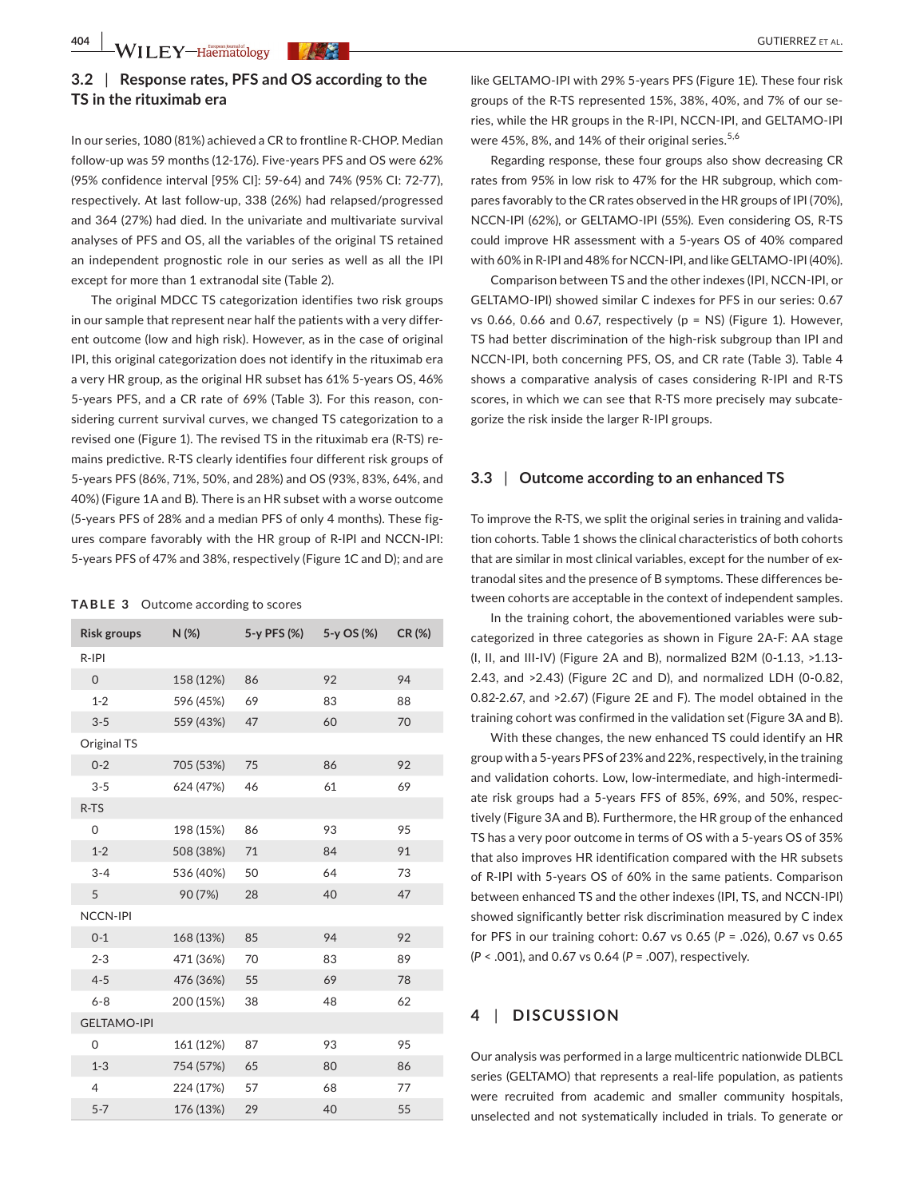## 3.2 | Response rates, PFS and OS according to the TS in the rituximab era

In our series, 1080 (81%) achieved a CR to frontline R-CHOP. Median follow-up was 59 months (12-176). Five-years PFS and OS were 62% (95% confidence interval [95% CI]: 59-64) and 74% (95% CI: 72-77), respectively. At last follow-up, 338 (26%) had relapsed/progressed and 364 (27%) had died. In the univariate and multivariate survival analyses of PFS and OS, all the variables of the original TS retained an independent prognostic role in our series as well as all the IPI except for more than 1 extranodal site (Table 2).

The original MDCC TS categorization identifies two risk groups in our sample that represent near half the patients with a very different outcome (low and high risk). However, as in the case of original IPI, this original categorization does not identify in the rituximab era a very HR group, as the original HR subset has 61% 5-years OS, 46% 5-years PFS, and a CR rate of 69% (Table 3). For this reason, considering current survival curves, we changed TS categorization to a revised one (Figure 1). The revised TS in the rituximab era (R-TS) remains predictive. R-TS clearly identifies four different risk groups of 5-years PFS (86%, 71%, 50%, and 28%) and OS (93%, 83%, 64%, and 40%) (Figure 1A and B). There is an HR subset with a worse outcome (5-years PFS of 28% and a median PFS of only 4 months). These figures compare favorably with the HR group of R-IPI and NCCN-IPI: 5-years PFS of 47% and 38%, respectively (Figure 1C and D); and are like GELTAMO-IPI with 29% 5-years PFS (Figure 1E). These four risk groups of the R-TS represented 15%, 38%, 40%, and 7% of our series, while the HR groups in the R-IPI, NCCN-IPI, and GELTAMO-IPI were 45%, 8%, and 14% of their original series.[5,6]

**TABLE 3** Outcome according to scores

| Risk groups | N (%) | 5-y PFS (%) | 5-y OS (%) | CR (%) |
|---|---|---|---|---|
| R-IPI | | | | |
| 0 | 158 (12%) | 86 | 92 | 94 |
| 1-2 | 596 (45%) | 69 | 83 | 88 |
| 3-5 | 559 (43%) | 47 | 60 | 70 |
| Original TS | | | | |
| 0-2 | 705 (53%) | 75 | 86 | 92 |
| 3-5 | 624 (47%) | 46 | 61 | 69 |
| R-TS | | | | |
| 0 | 198 (15%) | 86 | 93 | 95 |
| 1-2 | 508 (38%) | 71 | 84 | 91 |
| 3-4 | 536 (40%) | 50 | 64 | 73 |
| 5 | 90 (7%) | 28 | 40 | 47 |
| NCCN-IPI | | | | |
| 0-1 | 168 (13%) | 85 | 94 | 92 |
| 2-3 | 471 (36%) | 70 | 83 | 89 |
| 4-5 | 476 (36%) | 55 | 69 | 78 |
| 6-8 | 200 (15%) | 38 | 48 | 62 |
| GELTAMO-IPI | | | | |
| 0 | 161 (12%) | 87 | 93 | 95 |
| 1-3 | 754 (57%) | 65 | 80 | 86 |
| 4 | 224 (17%) | 57 | 68 | 77 |
| 5-7 | 176 (13%) | 29 | 40 | 55 |

Regarding response, these four groups also show decreasing CR rates from 95% in low risk to 47% for the HR subgroup, which compares favorably to the CR rates observed in the HR groups of IPI (70%), NCCN-IPI (62%), or GELTAMO-IPI (55%). Even considering OS, R-TS could improve HR assessment with a 5-years OS of 40% compared with 60% in R-IPI and 48% for NCCN-IPI, and like GELTAMO-IPI (40%).

Comparison between TS and the other indexes (IPI, NCCN-IPI, or GELTAMO-IPI) showed similar C indexes for PFS in our series: 0.67 vs 0.66, 0.66 and 0.67, respectively (p = NS) (Figure 1). However, TS had better discrimination of the high-risk subgroup than IPI and NCCN-IPI, both concerning PFS, OS, and CR rate (Table 3). Table 4 shows a comparative analysis of cases considering R-IPI and R-TS scores, in which we can see that R-TS more precisely may subcategorize the risk inside the larger R-IPI groups.

## 3.3 | Outcome according to an enhanced TS

To improve the R-TS, we split the original series in training and validation cohorts. Table 1 shows the clinical characteristics of both cohorts that are similar in most clinical variables, except for the number of extranodal sites and the presence of B symptoms. These differences between cohorts are acceptable in the context of independent samples.

In the training cohort, the abovementioned variables were subcategorized in three categories as shown in Figure 2A-F: AA stage (I, II, and III-IV) (Figure 2A and B), normalized B2M (0-1.13, >1.13-2.43, and >2.43) (Figure 2C and D), and normalized LDH (0-0.82, 0.82-2.67, and >2.67) (Figure 2E and F). The model obtained in the training cohort was confirmed in the validation set (Figure 3A and B).

With these changes, the new enhanced TS could identify an HR group with a 5-years PFS of 23% and 22%, respectively, in the training and validation cohorts. Low, low-intermediate, and high-intermediate risk groups had a 5-years FFS of 85%, 69%, and 50%, respectively (Figure 3A and B). Furthermore, the HR group of the enhanced TS has a very poor outcome in terms of OS with a 5-years OS of 35% that also improves HR identification compared with the HR subsets of R-IPI with 5-years OS of 60% in the same patients. Comparison between enhanced TS and the other indexes (IPI, TS, and NCCN-IPI) showed significantly better risk discrimination measured by C index for PFS in our training cohort: 0.67 vs 0.65 ($P$ = .026), 0.67 vs 0.65 ($P$ < .001), and 0.67 vs 0.64 ($P$ = .007), respectively.

# 4 | DISCUSSION

Our analysis was performed in a large multicentric nationwide DLBCL series (GELTAMO) that represents a real-life population, as patients were recruited from academic and smaller community hospitals, unselected and not systematically included in trials. To generate or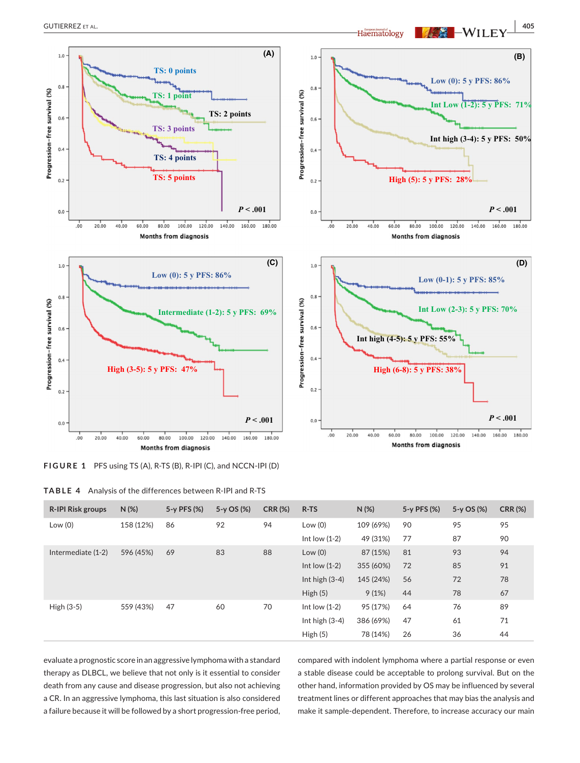FIGURE 1 PFS using TS (A), R-TS (B), R-IPI (C), and NCCN-IPI (D)

TABLE 4 Analysis of the differences between R-IPI and R-TS

| R-IPI Risk groups | N (%) | 5-y PFS (%) | 5-y OS (%) | CRR (%) | R-TS | N (%) | 5-y PFS (%) | 5-y OS (%) | CRR (%) |
|---|---|---|---|---|---|---|---|---|---|
| Low (0) | 158 (12%) | 86 | 92 | 94 | Low (0) | 109 (69%) | 90 | 95 | 95 |
| | | | | | Int low (1-2) | 49 (31%) | 77 | 87 | 90 |
| Intermediate (1-2) | 596 (45%) | 69 | 83 | 88 | Low (0) | 87 (15%) | 81 | 93 | 94 |
| | | | | | Int low (1-2) | 355 (60%) | 72 | 85 | 91 |
| | | | | | Int high (3-4) | 145 (24%) | 56 | 72 | 78 |
| | | | | | High (5) | 9 (1%) | 44 | 78 | 67 |
| High (3-5) | 559 (43%) | 47 | 60 | 70 | Int low (1-2) | 95 (17%) | 64 | 76 | 89 |
| | | | | | Int high (3-4) | 386 (69%) | 47 | 61 | 71 |
| | | | | | High (5) | 78 (14%) | 26 | 36 | 44 |

evaluate a prognostic score in an aggressive lymphoma with a standard therapy as DLBCL, we believe that not only is it essential to consider death from any cause and disease progression, but also not achieving a CR. In an aggressive lymphoma, this last situation is also considered a failure because it will be followed by a short progression-free period, compared with indolent lymphoma where a partial response or even a stable disease could be acceptable to prolong survival. But on the other hand, information provided by OS may be influenced by several treatment lines or different approaches that may bias the analysis and make it sample-dependent. Therefore, to increase accuracy our main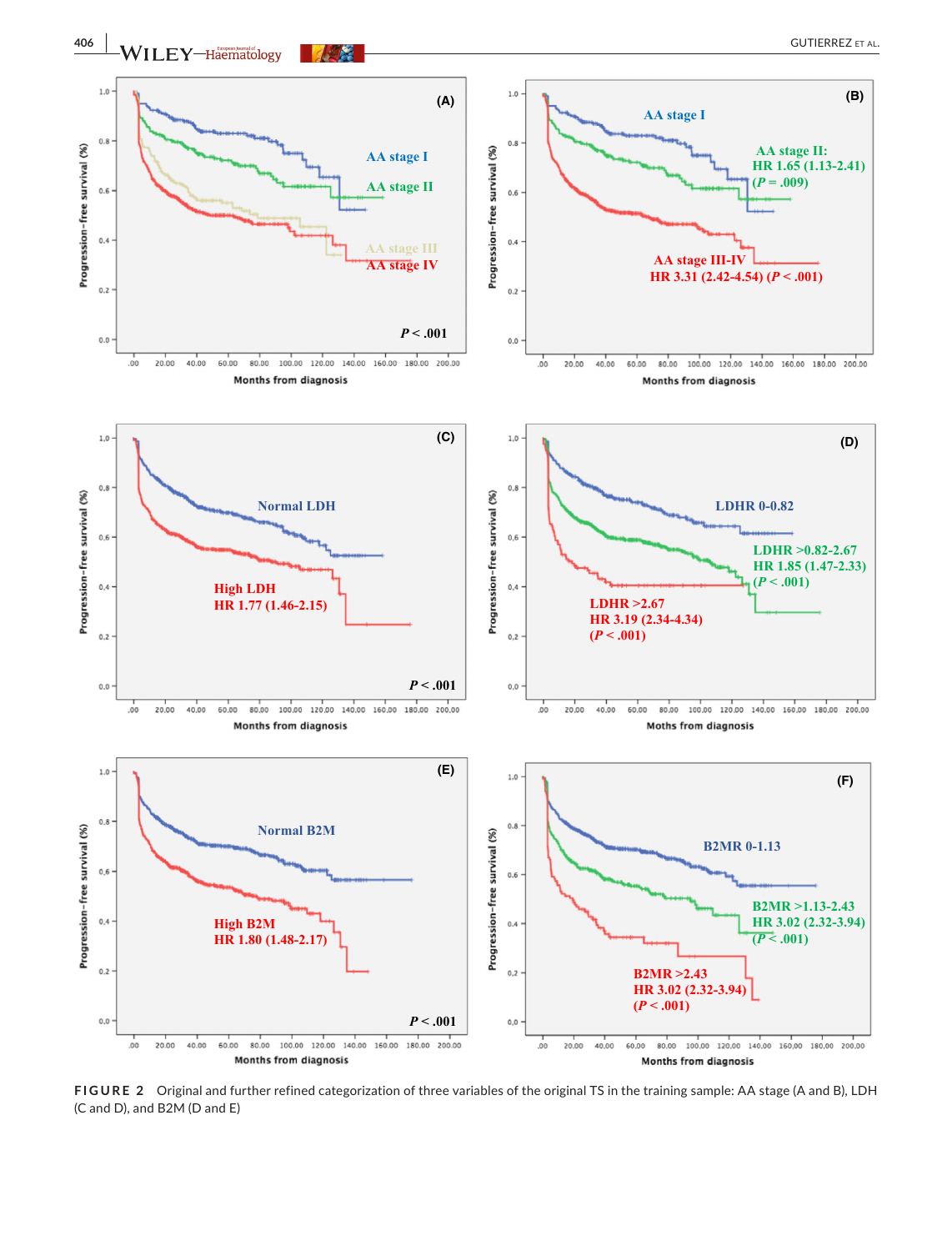FIGURE 2 Original and further refined categorization of three variables of the original TS in the training sample: AA stage (A and B), LDH (C and D), and B2M (D and E)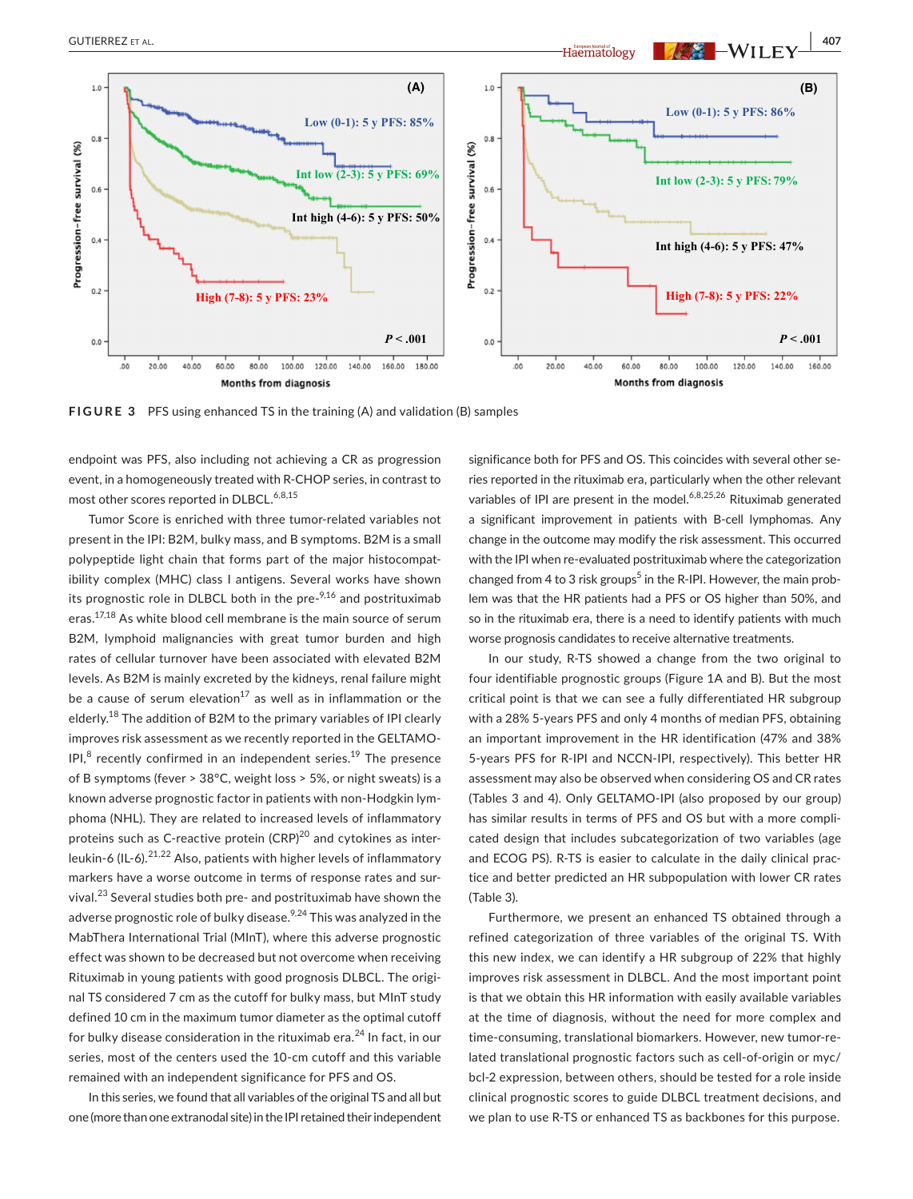**FIGURE 3** PFS using enhanced TS in the training (A) and validation (B) samples

endpoint was PFS, also including not achieving a CR as progression event, in a homogeneously treated with R-CHOP series, in contrast to most other scores reported in DLBCL.[6,8,15]

Tumor Score is enriched with three tumor-related variables not present in the IPI: B2M, bulky mass, and B symptoms. B2M is a small polypeptide light chain that forms part of the major histocompatibility complex (MHC) class I antigens. Several works have shown its prognostic role in DLBCL both in the pre-[9,16] and postrituximab eras.[17,18] As white blood cell membrane is the main source of serum B2M, lymphoid malignancies with great tumor burden and high rates of cellular turnover have been associated with elevated B2M levels. As B2M is mainly excreted by the kidneys, renal failure might be a cause of serum elevation[17] as well as in inflammation or the elderly.[18] The addition of B2M to the primary variables of IPI clearly improves risk assessment as we recently reported in the GELTAMO-IPI,[8] recently confirmed in an independent series.[19] The presence of B symptoms (fever > 38°C, weight loss > 5%, or night sweats) is a known adverse prognostic factor in patients with non-Hodgkin lymphoma (NHL). They are related to increased levels of inflammatory proteins such as C-reactive protein (CRP)[20] and cytokines as interleukin-6 (IL-6).[21,22] Also, patients with higher levels of inflammatory markers have a worse outcome in terms of response rates and survival.[23] Several studies both pre- and postrituximab have shown the adverse prognostic role of bulky disease.[9,24] This was analyzed in the MabThera International Trial (MInT), where this adverse prognostic effect was shown to be decreased but not overcome when receiving Rituximab in young patients with good prognosis DLBCL. The original TS considered 7 cm as the cutoff for bulky mass, but MInT study defined 10 cm in the maximum tumor diameter as the optimal cutoff for bulky disease consideration in the rituximab era.[24] In fact, in our series, most of the centers used the 10-cm cutoff and this variable remained with an independent significance for PFS and OS.

In this series, we found that all variables of the original TS and all but one (more than one extranodal site) in the IPI retained their independent significance both for PFS and OS. This coincides with several other series reported in the rituximab era, particularly when the other relevant variables of IPI are present in the model.[6,8,25,26] Rituximab generated a significant improvement in patients with B-cell lymphomas. Any change in the outcome may modify the risk assessment. This occurred with the IPI when re-evaluated postrituximab where the categorization changed from 4 to 3 risk groups[5] in the R-IPI. However, the main problem was that the HR patients had a PFS or OS higher than 50%, and so in the rituximab era, there is a need to identify patients with much worse prognosis candidates to receive alternative treatments.

In our study, R-TS showed a change from the two original to four identifiable prognostic groups (Figure 1A and B). But the most critical point is that we can see a fully differentiated HR subgroup with a 28% 5-years PFS and only 4 months of median PFS, obtaining an important improvement in the HR identification (47% and 38% 5-years PFS for R-IPI and NCCN-IPI, respectively). This better HR assessment may also be observed when considering OS and CR rates (Tables 3 and 4). Only GELTAMO-IPI (also proposed by our group) has similar results in terms of PFS and OS but with a more complicated design that includes subcategorization of two variables (age and ECOG PS). R-TS is easier to calculate in the daily clinical practice and better predicted an HR subpopulation with lower CR rates (Table 3).

Furthermore, we present an enhanced TS obtained through a refined categorization of three variables of the original TS. With this new index, we can identify a HR subgroup of 22% that highly improves risk assessment in DLBCL. And the most important point is that we obtain this HR information with easily available variables at the time of diagnosis, without the need for more complex and time-consuming, translational biomarkers. However, new tumor-related translational prognostic factors such as cell-of-origin or myc/bcl-2 expression, between others, should be tested for a role inside clinical prognostic scores to guide DLBCL treatment decisions, and we plan to use R-TS or enhanced TS as backbones for this purpose.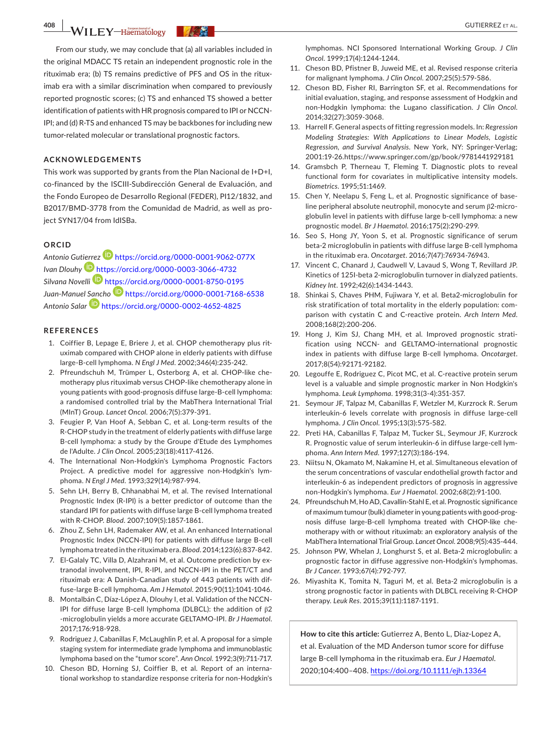From our study, we may conclude that (a) all variables included in the original MDACC TS retain an independent prognostic role in the rituximab era; (b) TS remains predictive of PFS and OS in the rituximab era with a similar discrimination when compared to previously reported prognostic scores; (c) TS and enhanced TS showed a better identification of patients with HR prognosis compared to IPI or NCCN-IPI; and (d) R-TS and enhanced TS may be backbones for including new tumor-related molecular or translational prognostic factors.

## ACKNOWLEDGEMENTS

This work was supported by grants from the Plan Nacional de I+D+I, co-financed by the ISCIII-Subdirección General de Evaluación, and the Fondo Europeo de Desarrollo Regional (FEDER), PI12/1832, and B2017/BMD-3778 from the Comunidad de Madrid, as well as project SYN17/04 from IdISBa.

## ORCID

*Antonio Gutierrez* https://orcid.org/0000-0001-9062-077X
*Ivan Dlouhy* https://orcid.org/0000-0003-3066-4732
*Silvana Novelli* https://orcid.org/0000-0001-8750-0195
*Juan-Manuel Sancho* https://orcid.org/0000-0001-7168-6538
*Antonio Salar* https://orcid.org/0000-0002-4652-4825

## REFERENCES

1. Coiffier B, Lepage E, Briere J, et al. CHOP chemotherapy plus rituximab compared with CHOP alone in elderly patients with diffuse large-B-cell lymphoma. *N Engl J Med*. 2002;346(4):235-242.
2. Pfreundschuh M, Trümper L, Osterborg A, et al. CHOP-like chemotherapy plus rituximab versus CHOP-like chemotherapy alone in young patients with good-prognosis diffuse large-B-cell lymphoma: a randomised controlled trial by the MabThera International Trial (MInT) Group. *Lancet Oncol*. 2006;7(5):379-391.
3. Feugier P, Van Hoof A, Sebban C, et al. Long-term results of the R-CHOP study in the treatment of elderly patients with diffuse large B-cell lymphoma: a study by the Groupe d'Etude des Lymphomes de l'Adulte. *J Clin Oncol*. 2005;23(18):4117-4126.
4. The International Non-Hodgkin's Lymphoma Prognostic Factors Project. A predictive model for aggressive non-Hodgkin's lymphoma. *N Engl J Med*. 1993;329(14):987-994.
5. Sehn LH, Berry B, Chhanabhai M, et al. The revised International Prognostic Index (R-IPI) is a better predictor of outcome than the standard IPI for patients with diffuse large B-cell lymphoma treated with R-CHOP. *Blood*. 2007;109(5):1857-1861.
6. Zhou Z, Sehn LH, Rademaker AW, et al. An enhanced International Prognostic Index (NCCN-IPI) for patients with diffuse large B-cell lymphoma treated in the rituximab era. *Blood*. 2014;123(6):837-842.
7. El-Galaly TC, Villa D, Alzahrani M, et al. Outcome prediction by extranodal involvement, IPI, R-IPI, and NCCN-IPI in the PET/CT and rituximab era: A Danish-Canadian study of 443 patients with diffuse-large B-cell lymphoma. *Am J Hematol*. 2015;90(11):1041-1046.
8. Montalbán C, Díaz-López A, Dlouhy I, et al. Validation of the NCCN-IPI for diffuse large B-cell lymphoma (DLBCL): the addition of β2-microglobulin yields a more accurate GELTAMO-IPI. *Br J Haematol*. 2017;176:918-928.
9. Rodriguez J, Cabanillas F, McLaughlin P, et al. A proposal for a simple staging system for intermediate grade lymphoma and immunoblastic lymphoma based on the "tumor score". *Ann Oncol*. 1992;3(9):711-717.
10. Cheson BD, Horning SJ, Coiffier B, et al. Report of an international workshop to standardize response criteria for non-Hodgkin's lymphomas. NCI Sponsored International Working Group. *J Clin Oncol*. 1999;17(4):1244-1244.
11. Cheson BD, Pfistner B, Juweid ME, et al. Revised response criteria for malignant lymphoma. *J Clin Oncol*. 2007;25(5):579-586.
12. Cheson BD, Fisher RI, Barrington SF, et al. Recommendations for initial evaluation, staging, and response assessment of Hodgkin and non-Hodgkin lymphoma: the Lugano classification. *J Clin Oncol*. 2014;32(27):3059-3068.
13. Harrell F. General aspects of fitting regression models. In: *Regression Modeling Strategies: With Applications to Linear Models, Logistic Regression, and Survival Analysis*. New York, NY: Springer-Verlag; 2001:19-26.https://www.springer.com/gp/book/9781441929181
14. Gramsbch P, Therneau T, Fleming T. Diagnostic plots to reveal functional form for covariates in multiplicative intensity models. *Biometrics*. 1995;51:1469.
15. Chen Y, Neelapu S, Feng L, et al. Prognostic significance of baseline peripheral absolute neutrophil, monocyte and serum β2-microglobulin level in patients with diffuse large b-cell lymphoma: a new prognostic model. *Br J Haematol*. 2016;175(2):290-299.
16. Seo S, Hong JY, Yoon S, et al. Prognostic significance of serum beta-2 microglobulin in patients with diffuse large B-cell lymphoma in the rituximab era. *Oncotarget*. 2016;7(47):76934-76943.
17. Vincent C, Chanard J, Caudwell V, Lavaud S, Wong T, Revillard JP. Kinetics of 125I-beta 2-microglobulin turnover in dialyzed patients. *Kidney Int*. 1992;42(6):1434-1443.
18. Shinkai S, Chaves PHM, Fujiwara Y, et al. Beta2-microglobulin for risk stratification of total mortality in the elderly population: comparison with cystatin C and C-reactive protein. *Arch Intern Med*. 2008;168(2):200-206.
19. Hong J, Kim SJ, Chang MH, et al. Improved prognostic stratification using NCCN- and GELTAMO-international prognostic index in patients with diffuse large B-cell lymphoma. *Oncotarget*. 2017;8(54):92171-92182.
20. Legouffe E, Rodriguez C, Picot MC, et al. C-reactive protein serum level is a valuable and simple prognostic marker in Non Hodgkin's lymphoma. *Leuk Lymphoma*. 1998;31(3-4):351-357.
21. Seymour JF, Talpaz M, Cabanillas F, Wetzler M, Kurzrock R. Serum interleukin-6 levels correlate with prognosis in diffuse large-cell lymphoma. *J Clin Oncol*. 1995;13(3):575-582.
22. Preti HA, Cabanillas F, Talpaz M, Tucker SL, Seymour JF, Kurzrock R. Prognostic value of serum interleukin-6 in diffuse large-cell lymphoma. *Ann Intern Med*. 1997;127(3):186-194.
23. Niitsu N, Okamato M, Nakamine H, et al. Simultaneous elevation of the serum concentrations of vascular endothelial growth factor and interleukin-6 as independent predictors of prognosis in aggressive non-Hodgkin's lymphoma. *Eur J Haematol*. 2002;68(2):91-100.
24. Pfreundschuh M, Ho AD, Cavallin-Stahl E, et al. Prognostic significance of maximum tumour (bulk) diameter in young patients with good-prognosis diffuse large-B-cell lymphoma treated with CHOP-like chemotherapy with or without rituximab: an exploratory analysis of the MabThera International Trial Group. *Lancet Oncol*. 2008;9(5):435-444.
25. Johnson PW, Whelan J, Longhurst S, et al. Beta-2 microglobulin: a prognostic factor in diffuse aggressive non-Hodgkin's lymphomas. *Br J Cancer*. 1993;67(4):792-797.
26. Miyashita K, Tomita N, Taguri M, et al. Beta-2 microglobulin is a strong prognostic factor in patients with DLBCL receiving R-CHOP therapy. *Leuk Res*. 2015;39(11):1187-1191.

**How to cite this article:** Gutierrez A, Bento L, Diaz-Lopez A, et al. Evaluation of the MD Anderson tumor score for diffuse large B-cell lymphoma in the rituximab era. *Eur J Haematol*. 2020;104:400–408. https://doi.org/10.1111/ejh.13364